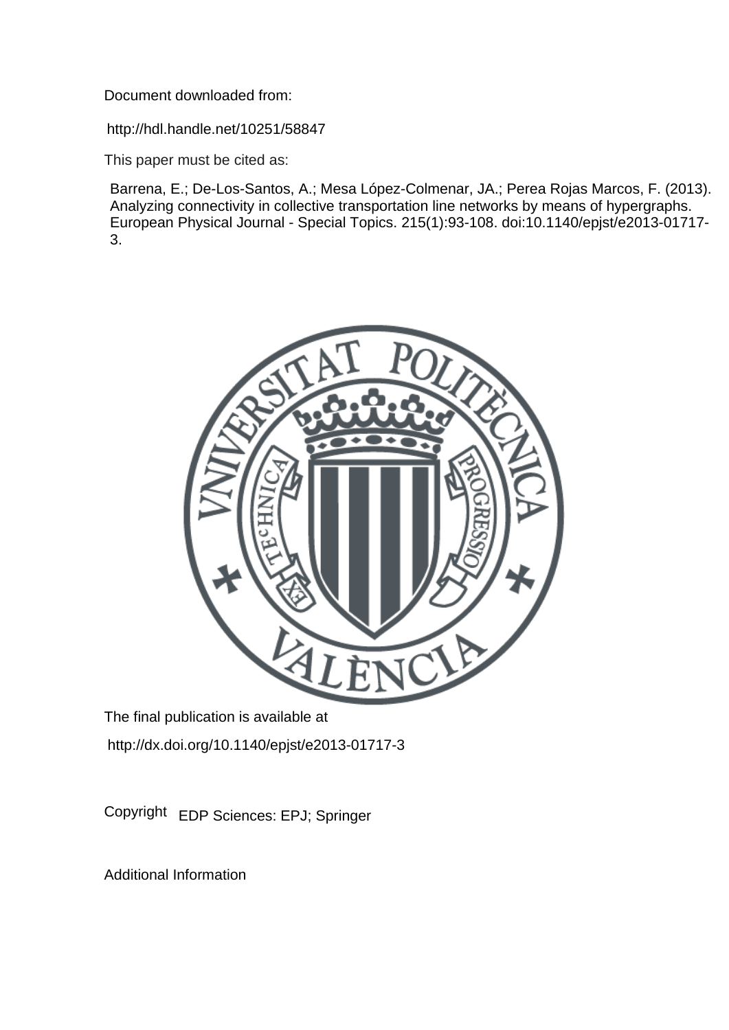Document downloaded from:

http://hdl.handle.net/10251/58847

This paper must be cited as:

Barrena, E.; De-Los-Santos, A.; Mesa López-Colmenar, JA.; Perea Rojas Marcos, F. (2013). Analyzing connectivity in collective transportation line networks by means of hypergraphs. European Physical Journal - Special Topics. 215(1):93-108. doi:10.1140/epjst/e2013-01717-3.

The final publication is available at

http://dx.doi.org/10.1140/epjst/e2013-01717-3

Copyright EDP Sciences: EPJ; Springer

Additional Information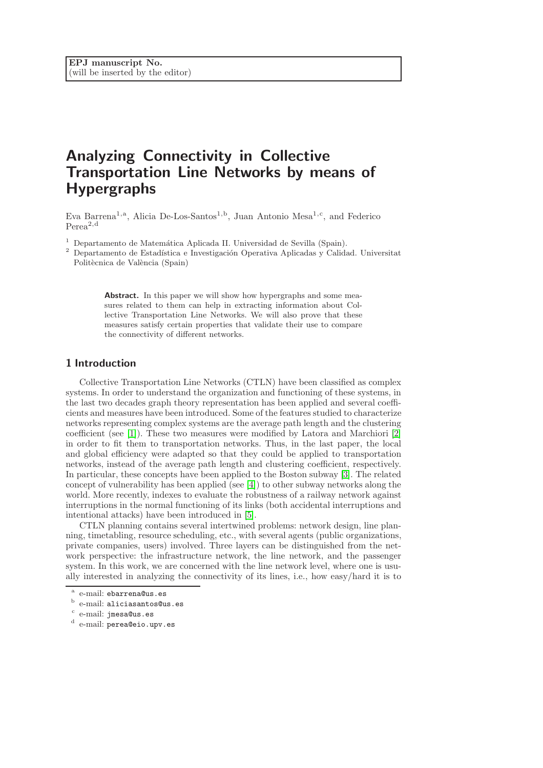# Analyzing Connectivity in Collective Transportation Line Networks by means of Hypergraphs

Eva Barrena[1,a], Alicia De-Los-Santos[1,b], Juan Antonio Mesa[1,c], and Federico Perea[2,d]

[1] Departamento de Matemática Aplicada II. Universidad de Sevilla (Spain).

[2] Departamento de Estadística e Investigación Operativa Aplicadas y Calidad. Universitat Politècnica de València (Spain)

**Abstract.** In this paper we will show how hypergraphs and some measures related to them can help in extracting information about Collective Transportation Line Networks. We will also prove that these measures satisfy certain properties that validate their use to compare the connectivity of different networks.

## 1 Introduction

Collective Transportation Line Networks (CTLN) have been classified as complex systems. In order to understand the organization and functioning of these systems, in the last two decades graph theory representation has been applied and several coefficients and measures have been introduced. Some of the features studied to characterize networks representing complex systems are the average path length and the clustering coefficient (see [1]). These two measures were modified by Latora and Marchiori [2] in order to fit them to transportation networks. Thus, in the last paper, the local and global efficiency were adapted so that they could be applied to transportation networks, instead of the average path length and clustering coefficient, respectively. In particular, these concepts have been applied to the Boston subway [3]. The related concept of vulnerability has been applied (see [4]) to other subway networks along the world. More recently, indexes to evaluate the robustness of a railway network against interruptions in the normal functioning of its links (both accidental interruptions and intentional attacks) have been introduced in [5].

CTLN planning contains several intertwined problems: network design, line planning, timetabling, resource scheduling, etc., with several agents (public organizations, private companies, users) involved. Three layers can be distinguished from the network perspective: the infrastructure network, the line network, and the passenger system. In this work, we are concerned with the line network level, where one is usually interested in analyzing the connectivity of its lines, i.e., how easy/hard it is to

[a] e-mail: ebarrena@us.es

[b] e-mail: aliciasantos@us.es

[c] e-mail: jmesa@us.es

[d] e-mail: perea@eio.upv.es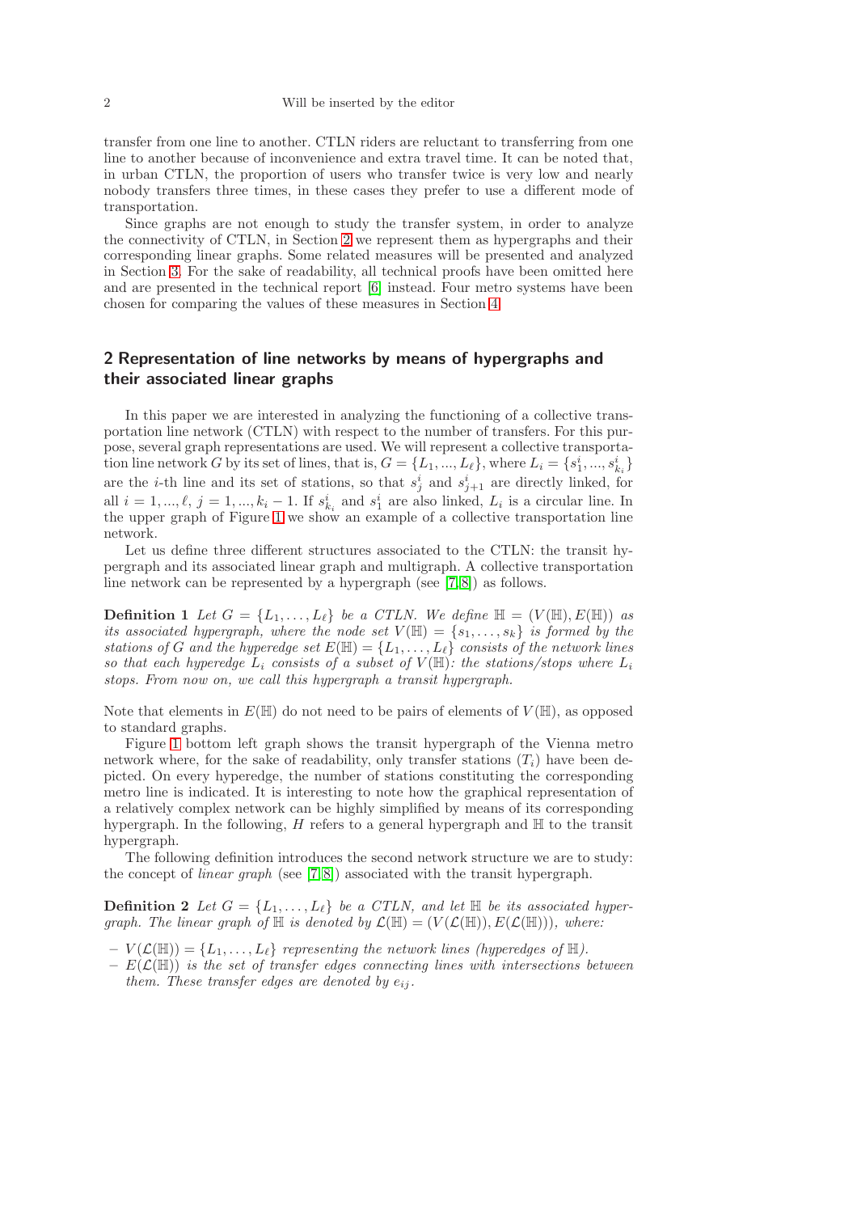transfer from one line to another. CTLN riders are reluctant to transferring from one line to another because of inconvenience and extra travel time. It can be noted that, in urban CTLN, the proportion of users who transfer twice is very low and nearly nobody transfers three times, in these cases they prefer to use a different mode of transportation.

Since graphs are not enough to study the transfer system, in order to analyze the connectivity of CTLN, in Section 2 we represent them as hypergraphs and their corresponding linear graphs. Some related measures will be presented and analyzed in Section 3. For the sake of readability, all technical proofs have been omitted here and are presented in the technical report [6] instead. Four metro systems have been chosen for comparing the values of these measures in Section 4.

## 2 Representation of line networks by means of hypergraphs and their associated linear graphs

In this paper we are interested in analyzing the functioning of a collective transportation line network (CTLN) with respect to the number of transfers. For this purpose, several graph representations are used. We will represent a collective transportation line network $G$ by its set of lines, that is, $G = \{L_1, ..., L_\ell\}$, where $L_i = \{s_1^i, ..., s_{k_i}^i\}$ are the $i$-th line and its set of stations, so that $s_j^i$ and $s_{j+1}^i$ are directly linked, for all $i = 1, ..., \ell$, $j = 1, ..., k_i - 1$. If $s_{k_i}^i$ and $s_1^i$ are also linked, $L_i$ is a circular line. In the upper graph of Figure 1 we show an example of a collective transportation line network.

Let us define three different structures associated to the CTLN: the transit hypergraph and its associated linear graph and multigraph. A collective transportation line network can be represented by a hypergraph (see [7, 8]) as follows.

**Definition 1** *Let $G = \{L_1, \ldots, L_\ell\}$ be a CTLN. We define $\mathbb{H} = (V(\mathbb{H}), E(\mathbb{H}))$ as its associated hypergraph, where the node set $V(\mathbb{H}) = \{s_1, \ldots, s_k\}$ is formed by the stations of $G$ and the hyperedge set $E(\mathbb{H}) = \{L_1, \ldots, L_\ell\}$ consists of the network lines so that each hyperedge $L_i$ consists of a subset of $V(\mathbb{H})$: the stations/stops where $L_i$ stops. From now on, we call this hypergraph a transit hypergraph.*

Note that elements in $E(\mathbb{H})$ do not need to be pairs of elements of $V(\mathbb{H})$, as opposed to standard graphs.

Figure 1 bottom left graph shows the transit hypergraph of the Vienna metro network where, for the sake of readability, only transfer stations ($T_i$) have been depicted. On every hyperedge, the number of stations constituting the corresponding metro line is indicated. It is interesting to note how the graphical representation of a relatively complex network can be highly simplified by means of its corresponding hypergraph. In the following, $H$ refers to a general hypergraph and $\mathbb{H}$ to the transit hypergraph.

The following definition introduces the second network structure we are to study: the concept of *linear graph* (see [7, 8]) associated with the transit hypergraph.

**Definition 2** *Let $G = \{L_1, \ldots, L_\ell\}$ be a CTLN, and let $\mathbb{H}$ be its associated hypergraph. The linear graph of $\mathbb{H}$ is denoted by $\mathcal{L}(\mathbb{H}) = (V(\mathcal{L}(\mathbb{H})), E(\mathcal{L}(\mathbb{H})))$, where:*

- *$V(\mathcal{L}(\mathbb{H})) = \{L_1, \ldots, L_\ell\}$ representing the network lines (hyperedges of $\mathbb{H}$).*
- *$E(\mathcal{L}(\mathbb{H}))$ is the set of transfer edges connecting lines with intersections between them. These transfer edges are denoted by $e_{ij}$.*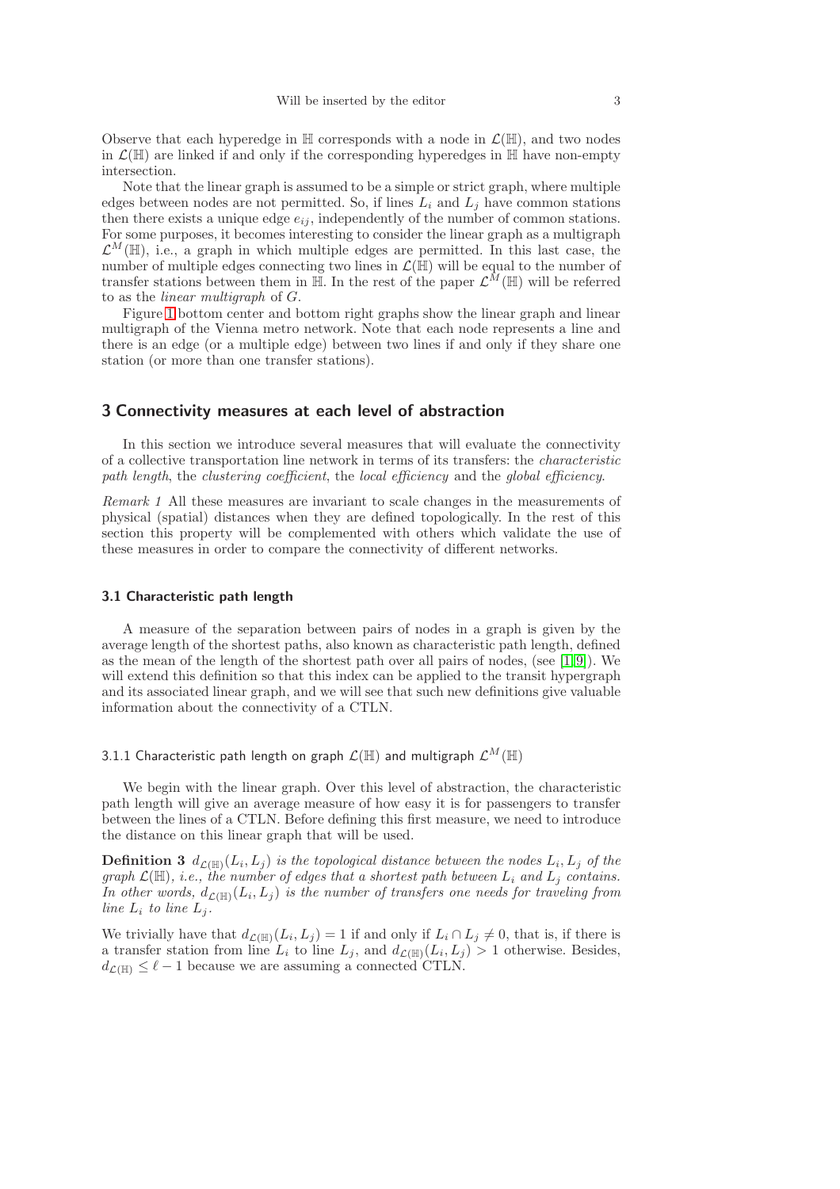Observe that each hyperedge in $\mathbb{H}$ corresponds with a node in $\mathcal{L}(\mathbb{H})$, and two nodes in $\mathcal{L}(\mathbb{H})$ are linked if and only if the corresponding hyperedges in $\mathbb{H}$ have non-empty intersection.

Note that the linear graph is assumed to be a simple or strict graph, where multiple edges between nodes are not permitted. So, if lines $L_i$ and $L_j$ have common stations then there exists a unique edge $e_{ij}$, independently of the number of common stations. For some purposes, it becomes interesting to consider the linear graph as a multigraph $\mathcal{L}^M(\mathbb{H})$, i.e., a graph in which multiple edges are permitted. In this last case, the number of multiple edges connecting two lines in $\mathcal{L}(\mathbb{H})$ will be equal to the number of transfer stations between them in $\mathbb{H}$. In the rest of the paper $\mathcal{L}^M(\mathbb{H})$ will be referred to as the *linear multigraph* of $G$.

Figure 1 bottom center and bottom right graphs show the linear graph and linear multigraph of the Vienna metro network. Note that each node represents a line and there is an edge (or a multiple edge) between two lines if and only if they share one station (or more than one transfer stations).

## 3 Connectivity measures at each level of abstraction

In this section we introduce several measures that will evaluate the connectivity of a collective transportation line network in terms of its transfers: the *characteristic path length*, the *clustering coefficient*, the *local efficiency* and the *global efficiency*.

*Remark 1* All these measures are invariant to scale changes in the measurements of physical (spatial) distances when they are defined topologically. In the rest of this section this property will be complemented with others which validate the use of these measures in order to compare the connectivity of different networks.

### 3.1 Characteristic path length

A measure of the separation between pairs of nodes in a graph is given by the average length of the shortest paths, also known as characteristic path length, defined as the mean of the length of the shortest path over all pairs of nodes, (see [1,9]). We will extend this definition so that this index can be applied to the transit hypergraph and its associated linear graph, and we will see that such new definitions give valuable information about the connectivity of a CTLN.

#### 3.1.1 Characteristic path length on graph $\mathcal{L}(\mathbb{H})$ and multigraph $\mathcal{L}^M(\mathbb{H})$

We begin with the linear graph. Over this level of abstraction, the characteristic path length will give an average measure of how easy it is for passengers to transfer between the lines of a CTLN. Before defining this first measure, we need to introduce the distance on this linear graph that will be used.

**Definition 3** *$d_{\mathcal{L}(\mathbb{H})}(L_i, L_j)$ is the topological distance between the nodes $L_i, L_j$ of the graph $\mathcal{L}(\mathbb{H})$, i.e., the number of edges that a shortest path between $L_i$ and $L_j$ contains. In other words, $d_{\mathcal{L}(\mathbb{H})}(L_i, L_j)$ is the number of transfers one needs for traveling from line $L_i$ to line $L_j$.*

We trivially have that $d_{\mathcal{L}(\mathbb{H})}(L_i, L_j) = 1$ if and only if $L_i \cap L_j \neq 0$, that is, if there is a transfer station from line $L_i$ to line $L_j$, and $d_{\mathcal{L}(\mathbb{H})}(L_i, L_j) > 1$ otherwise. Besides, $d_{\mathcal{L}(\mathbb{H})} \leq \ell - 1$ because we are assuming a connected CTLN.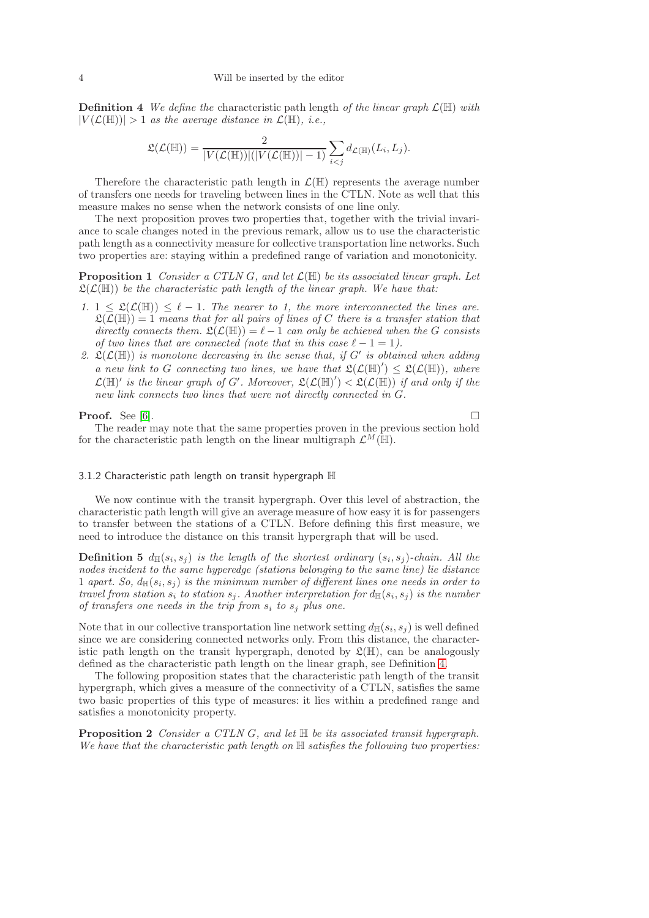**Definition 4** *We define the* characteristic path length *of the linear graph $\mathcal{L}(\mathbb{H})$ with $|V(\mathcal{L}(\mathbb{H}))| > 1$ as the average distance in $\mathcal{L}(\mathbb{H})$, i.e.,*

$$\mathfrak{L}(\mathcal{L}(\mathbb{H})) = \frac{2}{|V(\mathcal{L}(\mathbb{H}))|(|V(\mathcal{L}(\mathbb{H}))| - 1)} \sum_{i<j} d_{\mathcal{L}(\mathbb{H})}(L_i, L_j).$$

Therefore the characteristic path length in $\mathcal{L}(\mathbb{H})$ represents the average number of transfers one needs for traveling between lines in the CTLN. Note as well that this measure makes no sense when the network consists of one line only.

The next proposition proves two properties that, together with the trivial invariance to scale changes noted in the previous remark, allow us to use the characteristic path length as a connectivity measure for collective transportation line networks. Such two properties are: staying within a predefined range of variation and monotonicity.

**Proposition 1** *Consider a CTLN $G$, and let $\mathcal{L}(\mathbb{H})$ be its associated linear graph. Let $\mathfrak{L}(\mathcal{L}(\mathbb{H}))$ be the characteristic path length of the linear graph. We have that:*

1. *$1 \leq \mathfrak{L}(\mathcal{L}(\mathbb{H})) \leq \ell - 1$. The nearer to 1, the more interconnected the lines are. $\mathfrak{L}(\mathcal{L}(\mathbb{H})) = 1$ means that for all pairs of lines of $C$ there is a transfer station that directly connects them. $\mathfrak{L}(\mathcal{L}(\mathbb{H})) = \ell - 1$ can only be achieved when the $G$ consists of two lines that are connected (note that in this case $\ell - 1 = 1$).*
2. *$\mathfrak{L}(\mathcal{L}(\mathbb{H}))$ is monotone decreasing in the sense that, if $G'$ is obtained when adding a new link to $G$ connecting two lines, we have that $\mathfrak{L}(\mathcal{L}(\mathbb{H})') \leq \mathfrak{L}(\mathcal{L}(\mathbb{H}))$, where $\mathcal{L}(\mathbb{H})'$ is the linear graph of $G'$. Moreover, $\mathfrak{L}(\mathcal{L}(\mathbb{H})') < \mathfrak{L}(\mathcal{L}(\mathbb{H}))$ if and only if the new link connects two lines that were not directly connected in $G$.*

**Proof.** See [6]. □

The reader may note that the same properties proven in the previous section hold for the characteristic path length on the linear multigraph $\mathcal{L}^M(\mathbb{H})$.

#### 3.1.2 Characteristic path length on transit hypergraph $\mathbb{H}$

We now continue with the transit hypergraph. Over this level of abstraction, the characteristic path length will give an average measure of how easy it is for passengers to transfer between the stations of a CTLN. Before defining this first measure, we need to introduce the distance on this transit hypergraph that will be used.

**Definition 5** *$d_{\mathbb{H}}(s_i, s_j)$ is the length of the shortest ordinary $(s_i, s_j)$-chain. All the nodes incident to the same hyperedge (stations belonging to the same line) lie distance 1 apart. So, $d_{\mathbb{H}}(s_i, s_j)$ is the minimum number of different lines one needs in order to travel from station $s_i$ to station $s_j$. Another interpretation for $d_{\mathbb{H}}(s_i, s_j)$ is the number of transfers one needs in the trip from $s_i$ to $s_j$ plus one.*

Note that in our collective transportation line network setting $d_{\mathbb{H}}(s_i, s_j)$ is well defined since we are considering connected networks only. From this distance, the characteristic path length on the transit hypergraph, denoted by $\mathfrak{L}(\mathbb{H})$, can be analogously defined as the characteristic path length on the linear graph, see Definition 4.

The following proposition states that the characteristic path length of the transit hypergraph, which gives a measure of the connectivity of a CTLN, satisfies the same two basic properties of this type of measures: it lies within a predefined range and satisfies a monotonicity property.

**Proposition 2** *Consider a CTLN $G$, and let $\mathbb{H}$ be its associated transit hypergraph. We have that the characteristic path length on $\mathbb{H}$ satisfies the following two properties:*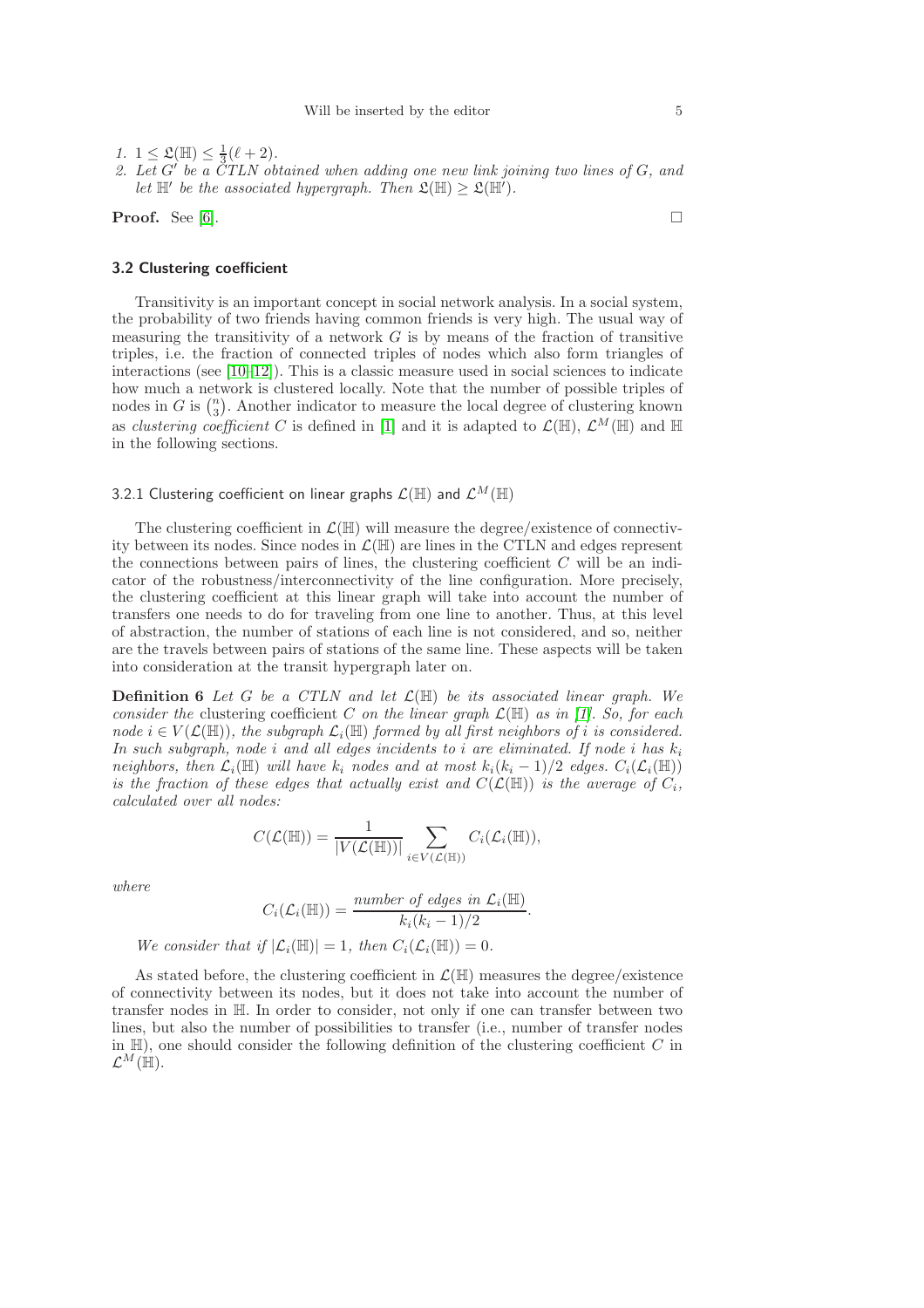1. $1 \leq \mathfrak{L}(\mathbb{H}) \leq \frac{1}{3}(\ell + 2)$.
2. *Let $G'$ be a CTLN obtained when adding one new link joining two lines of $G$, and let $\mathbb{H}'$ be the associated hypergraph. Then $\mathfrak{L}(\mathbb{H}) \geq \mathfrak{L}(\mathbb{H}')$.*

**Proof.** See [6]. □

### 3.2 Clustering coefficient

Transitivity is an important concept in social network analysis. In a social system, the probability of two friends having common friends is very high. The usual way of measuring the transitivity of a network $G$ is by means of the fraction of transitive triples, i.e. the fraction of connected triples of nodes which also form triangles of interactions (see [10–12]). This is a classic measure used in social sciences to indicate how much a network is clustered locally. Note that the number of possible triples of nodes in $G$ is $\binom{n}{3}$. Another indicator to measure the local degree of clustering known as *clustering coefficient* $C$ is defined in [1] and it is adapted to $\mathcal{L}(\mathbb{H})$, $\mathcal{L}^M(\mathbb{H})$ and $\mathbb{H}$ in the following sections.

#### 3.2.1 Clustering coefficient on linear graphs $\mathcal{L}(\mathbb{H})$ and $\mathcal{L}^M(\mathbb{H})$

The clustering coefficient in $\mathcal{L}(\mathbb{H})$ will measure the degree/existence of connectivity between its nodes. Since nodes in $\mathcal{L}(\mathbb{H})$ are lines in the CTLN and edges represent the connections between pairs of lines, the clustering coefficient $C$ will be an indicator of the robustness/interconnectivity of the line configuration. More precisely, the clustering coefficient at this linear graph will take into account the number of transfers one needs to do for traveling from one line to another. Thus, at this level of abstraction, the number of stations of each line is not considered, and so, neither are the travels between pairs of stations of the same line. These aspects will be taken into consideration at the transit hypergraph later on.

**Definition 6** *Let $G$ be a CTLN and let $\mathcal{L}(\mathbb{H})$ be its associated linear graph. We consider the* clustering coefficient *$C$ on the linear graph $\mathcal{L}(\mathbb{H})$ as in [1]. So, for each node $i \in V(\mathcal{L}(\mathbb{H}))$, the subgraph $\mathcal{L}_i(\mathbb{H})$ formed by all first neighbors of $i$ is considered. In such subgraph, node $i$ and all edges incidents to $i$ are eliminated. If node $i$ has $k_i$ neighbors, then $\mathcal{L}_i(\mathbb{H})$ will have $k_i$ nodes and at most $k_i(k_i - 1)/2$ edges. $C_i(\mathcal{L}_i(\mathbb{H}))$ is the fraction of these edges that actually exist and $C(\mathcal{L}(\mathbb{H}))$ is the average of $C_i$, calculated over all nodes:*

$$C(\mathcal{L}(\mathbb{H})) = \frac{1}{|V(\mathcal{L}(\mathbb{H}))|} \sum_{i \in V(\mathcal{L}(\mathbb{H}))} C_i(\mathcal{L}_i(\mathbb{H})),$$

*where*

$$C_i(\mathcal{L}_i(\mathbb{H})) = \frac{\text{number of edges in } \mathcal{L}_i(\mathbb{H})}{k_i(k_i - 1)/2}.$$

*We consider that if $|\mathcal{L}_i(\mathbb{H})| = 1$, then $C_i(\mathcal{L}_i(\mathbb{H})) = 0$.*

As stated before, the clustering coefficient in $\mathcal{L}(\mathbb{H})$ measures the degree/existence of connectivity between its nodes, but it does not take into account the number of transfer nodes in $\mathbb{H}$. In order to consider, not only if one can transfer between two lines, but also the number of possibilities to transfer (i.e., number of transfer nodes in $\mathbb{H}$), one should consider the following definition of the clustering coefficient $C$ in $\mathcal{L}^M(\mathbb{H})$.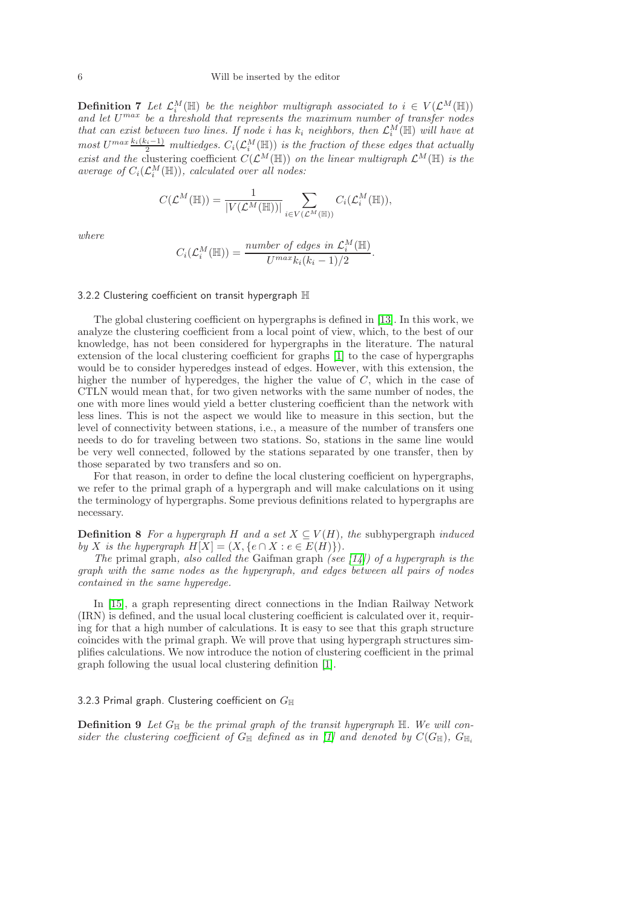**Definition 7** *Let $\mathcal{L}_i^M(\mathbb{H})$ be the neighbor multigraph associated to $i \in V(\mathcal{L}^M(\mathbb{H}))$ and let $U^{max}$ be a threshold that represents the maximum number of transfer nodes that can exist between two lines. If node $i$ has $k_i$ neighbors, then $\mathcal{L}_i^M(\mathbb{H})$ will have at most $U^{max}\frac{k_i(k_i-1)}{2}$ multiedges. $C_i(\mathcal{L}_i^M(\mathbb{H}))$ is the fraction of these edges that actually exist and the* clustering coefficient *$C(\mathcal{L}^M(\mathbb{H}))$ on the linear multigraph $\mathcal{L}^M(\mathbb{H})$ is the average of $C_i(\mathcal{L}_i^M(\mathbb{H}))$, calculated over all nodes:*

$$C(\mathcal{L}^M(\mathbb{H})) = \frac{1}{|V(\mathcal{L}^M(\mathbb{H}))|} \sum_{i \in V(\mathcal{L}^M(\mathbb{H}))} C_i(\mathcal{L}_i^M(\mathbb{H})),$$

*where*

$$C_i(\mathcal{L}_i^M(\mathbb{H})) = \frac{\text{number of edges in } \mathcal{L}_i^M(\mathbb{H})}{U^{max} k_i(k_i-1)/2}.$$

### 3.2.2 Clustering coefficient on transit hypergraph $\mathbb{H}$

The global clustering coefficient on hypergraphs is defined in [13]. In this work, we analyze the clustering coefficient from a local point of view, which, to the best of our knowledge, has not been considered for hypergraphs in the literature. The natural extension of the local clustering coefficient for graphs [1] to the case of hypergraphs would be to consider hyperedges instead of edges. However, with this extension, the higher the number of hyperedges, the higher the value of $C$, which in the case of CTLN would mean that, for two given networks with the same number of nodes, the one with more lines would yield a better clustering coefficient than the network with less lines. This is not the aspect we would like to measure in this section, but the level of connectivity between stations, i.e., a measure of the number of transfers one needs to do for traveling between two stations. So, stations in the same line would be very well connected, followed by the stations separated by one transfer, then by those separated by two transfers and so on.

For that reason, in order to define the local clustering coefficient on hypergraphs, we refer to the primal graph of a hypergraph and will make calculations on it using the terminology of hypergraphs. Some previous definitions related to hypergraphs are necessary.

**Definition 8** *For a hypergraph $H$ and a set $X \subseteq V(H)$, the* subhypergraph *induced by $X$ is the hypergraph $H[X] = (X, \{e \cap X : e \in E(H)\})$.*

*The* primal graph*, also called the* Gaifman graph *(see [14]) of a hypergraph is the graph with the same nodes as the hypergraph, and edges between all pairs of nodes contained in the same hyperedge.*

In [15], a graph representing direct connections in the Indian Railway Network (IRN) is defined, and the usual local clustering coefficient is calculated over it, requiring for that a high number of calculations. It is easy to see that this graph structure coincides with the primal graph. We will prove that using hypergraph structures simplifies calculations. We now introduce the notion of clustering coefficient in the primal graph following the usual local clustering definition [1].

### 3.2.3 Primal graph. Clustering coefficient on $G_{\mathbb{H}}$

**Definition 9** *Let $G_{\mathbb{H}}$ be the primal graph of the transit hypergraph $\mathbb{H}$. We will consider the clustering coefficient of $G_{\mathbb{H}}$ defined as in [1] and denoted by $C(G_{\mathbb{H}})$, $G_{\mathbb{H}_i}$*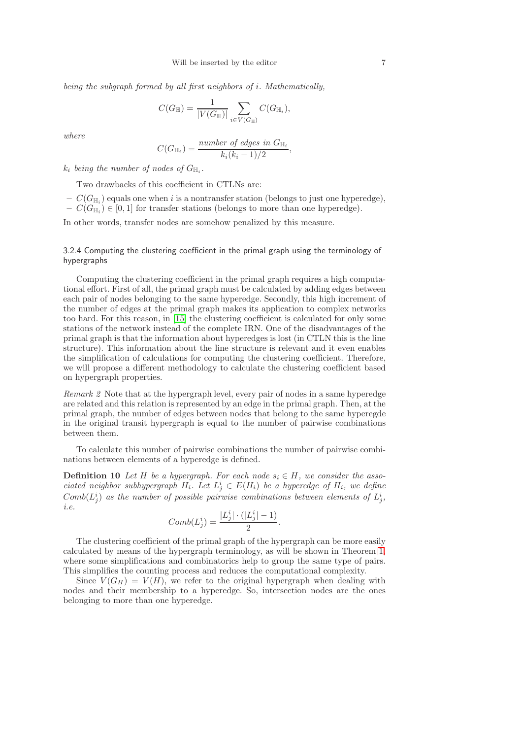*being the subgraph formed by all first neighbors of $i$. Mathematically,*

$$C(G_{\mathbb{H}}) = \frac{1}{|V(G_{\mathbb{H}})|} \sum_{i \in V(G_{\mathbb{H}})} C(G_{\mathbb{H}_i}),$$

*where*

$$C(G_{\mathbb{H}_i}) = \frac{\textit{number of edges in } G_{\mathbb{H}_i}}{k_i(k_i - 1)/2},$$

*$k_i$ being the number of nodes of $G_{\mathbb{H}_i}$.*

Two drawbacks of this coefficient in CTLNs are:

- $C(G_{\mathbb{H}_i})$ equals one when $i$ is a nontransfer station (belongs to just one hyperedge),
- $C(G_{\mathbb{H}_i}) \in [0, 1]$ for transfer stations (belongs to more than one hyperedge).

In other words, transfer nodes are somehow penalized by this measure.

### 3.2.4 Computing the clustering coefficient in the primal graph using the terminology of hypergraphs

Computing the clustering coefficient in the primal graph requires a high computational effort. First of all, the primal graph must be calculated by adding edges between each pair of nodes belonging to the same hyperedge. Secondly, this high increment of the number of edges at the primal graph makes its application to complex networks too hard. For this reason, in [15] the clustering coefficient is calculated for only some stations of the network instead of the complete IRN. One of the disadvantages of the primal graph is that the information about hyperedges is lost (in CTLN this is the line structure). This information about the line structure is relevant and it even enables the simplification of calculations for computing the clustering coefficient. Therefore, we will propose a different methodology to calculate the clustering coefficient based on hypergraph properties.

*Remark 2* Note that at the hypergraph level, every pair of nodes in a same hyperedge are related and this relation is represented by an edge in the primal graph. Then, at the primal graph, the number of edges between nodes that belong to the same hyperegde in the original transit hypergraph is equal to the number of pairwise combinations between them.

To calculate this number of pairwise combinations the number of pairwise combinations between elements of a hyperedge is defined.

**Definition 10** *Let $H$ be a hypergraph. For each node $s_i \in H$, we consider the associated neighbor subhypergraph $H_i$. Let $L^i_j \in E(H_i)$ be a hyperedge of $H_i$, we define $Comb(L^i_j)$ as the number of possible pairwise combinations between elements of $L^i_j$, i.e.*

$$Comb(L^i_j) = \frac{|L^i_j| \cdot (|L^i_j| - 1)}{2}.$$

The clustering coefficient of the primal graph of the hypergraph can be more easily calculated by means of the hypergraph terminology, as will be shown in Theorem 1, where some simplifications and combinatorics help to group the same type of pairs. This simplifies the counting process and reduces the computational complexity.

Since $V(G_H) = V(H)$, we refer to the original hypergraph when dealing with nodes and their membership to a hyperedge. So, intersection nodes are the ones belonging to more than one hyperedge.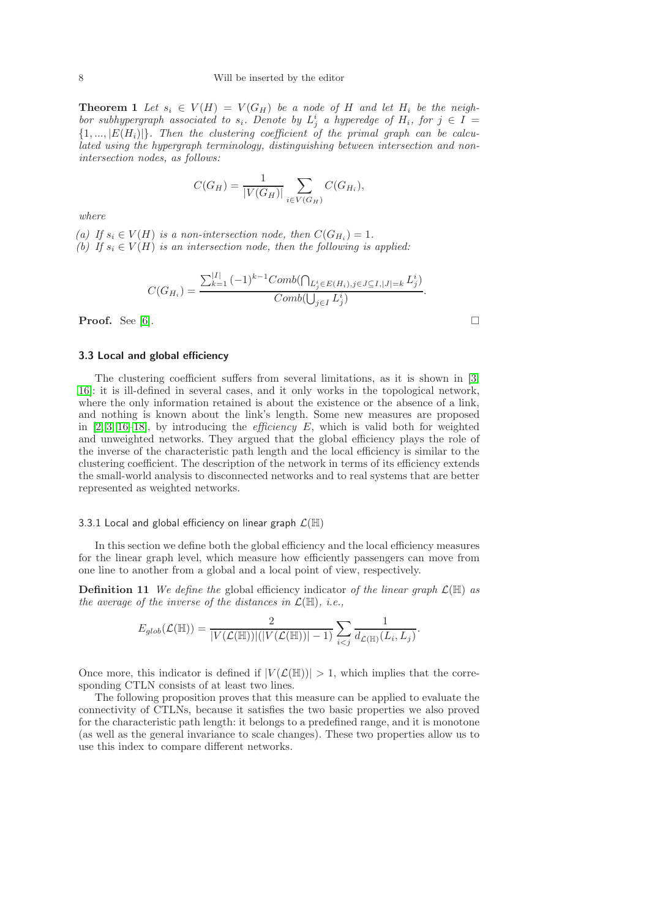**Theorem 1** *Let $s_i \in V(H) = V(G_H)$ be a node of $H$ and let $H_i$ be the neighbor subhypergraph associated to $s_i$. Denote by $L^i_j$ a hyperedge of $H_i$, for $j \in I = \{1, ..., |E(H_i)|\}$. Then the clustering coefficient of the primal graph can be calculated using the hypergraph terminology, distinguishing between intersection and non-intersection nodes, as follows:*

$$C(G_H) = \frac{1}{|V(G_H)|} \sum_{i \in V(G_H)} C(G_{H_i}),$$

*where*

*(a) If $s_i \in V(H)$ is a non-intersection node, then $C(G_{H_i}) = 1$.*
*(b) If $s_i \in V(H)$ is an intersection node, then the following is applied:*

$$C(G_{H_i}) = \frac{\sum_{k=1}^{|I|} (-1)^{k-1} Comb(\bigcap_{L^i_j \in E(H_i), j \in J \subseteq I, |J|=k} L^i_j)}{Comb(\bigcup_{j \in I} L^i_j)}.$$

**Proof.** See [6]. □

### 3.3 Local and global efficiency

The clustering coefficient suffers from several limitations, as it is shown in [3, 16]: it is ill-defined in several cases, and it only works in the topological network, where the only information retained is about the existence or the absence of a link, and nothing is known about the link's length. Some new measures are proposed in [2, 3, 16–18], by introducing the *efficiency* $E$, which is valid both for weighted and unweighted networks. They argued that the global efficiency plays the role of the inverse of the characteristic path length and the local efficiency is similar to the clustering coefficient. The description of the network in terms of its efficiency extends the small-world analysis to disconnected networks and to real systems that are better represented as weighted networks.

#### 3.3.1 Local and global efficiency on linear graph $\mathcal{L}(\mathbb{H})$

In this section we define both the global efficiency and the local efficiency measures for the linear graph level, which measure how efficiently passengers can move from one line to another from a global and a local point of view, respectively.

**Definition 11** *We define the* global efficiency indicator *of the linear graph $\mathcal{L}(\mathbb{H})$ as the average of the inverse of the distances in $\mathcal{L}(\mathbb{H})$, i.e.,*

$$E_{glob}(\mathcal{L}(\mathbb{H})) = \frac{2}{|V(\mathcal{L}(\mathbb{H}))|(|V(\mathcal{L}(\mathbb{H}))| - 1)} \sum_{i<j} \frac{1}{d_{\mathcal{L}(\mathbb{H})}(L_i, L_j)}.$$

Once more, this indicator is defined if $|V(\mathcal{L}(\mathbb{H}))| > 1$, which implies that the corresponding CTLN consists of at least two lines.

The following proposition proves that this measure can be applied to evaluate the connectivity of CTLNs, because it satisfies the two basic properties we also proved for the characteristic path length: it belongs to a predefined range, and it is monotone (as well as the general invariance to scale changes). These two properties allow us to use this index to compare different networks.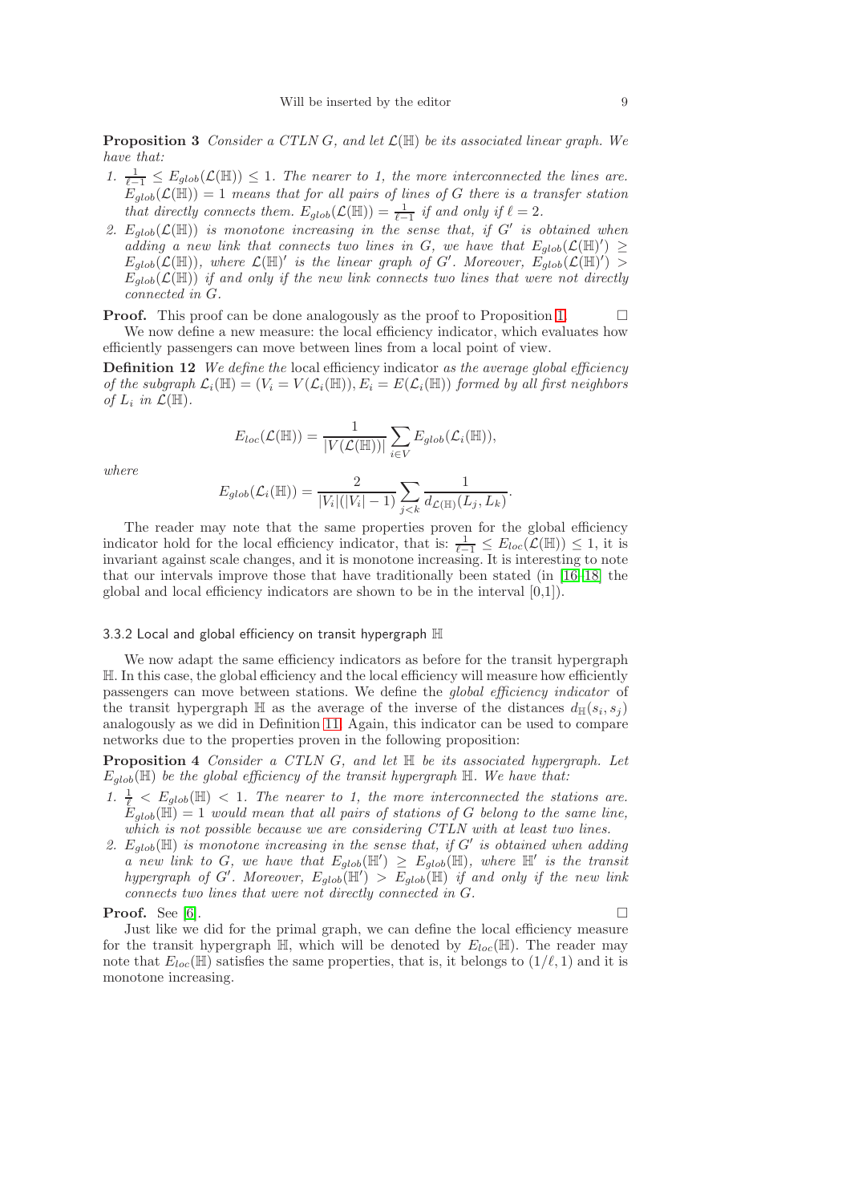**Proposition 3** *Consider a CTLN G, and let $\mathcal{L}(\mathbb{H})$ be its associated linear graph. We have that:*

1. $\frac{1}{\ell-1} \leq E_{glob}(\mathcal{L}(\mathbb{H})) \leq 1$*. The nearer to 1, the more interconnected the lines are.* $E_{glob}(\mathcal{L}(\mathbb{H})) = 1$ *means that for all pairs of lines of G there is a transfer station that directly connects them.* $E_{glob}(\mathcal{L}(\mathbb{H})) = \frac{1}{\ell-1}$ *if and only if* $\ell = 2$.
2. $E_{glob}(\mathcal{L}(\mathbb{H}))$ *is monotone increasing in the sense that, if $G'$ is obtained when adding a new link that connects two lines in G, we have that* $E_{glob}(\mathcal{L}(\mathbb{H})') \geq E_{glob}(\mathcal{L}(\mathbb{H}))$*, where $\mathcal{L}(\mathbb{H})'$ is the linear graph of $G'$. Moreover,* $E_{glob}(\mathcal{L}(\mathbb{H})') > E_{glob}(\mathcal{L}(\mathbb{H}))$ *if and only if the new link connects two lines that were not directly connected in G.*

**Proof.** This proof can be done analogously as the proof to Proposition 1. □

We now define a new measure: the local efficiency indicator, which evaluates how efficiently passengers can move between lines from a local point of view.

**Definition 12** *We define the* local efficiency indicator *as the average global efficiency of the subgraph $\mathcal{L}_i(\mathbb{H}) = (V_i = V(\mathcal{L}_i(\mathbb{H})), E_i = E(\mathcal{L}_i(\mathbb{H}))$ formed by all first neighbors of $L_i$ in $\mathcal{L}(\mathbb{H})$.*

$$E_{loc}(\mathcal{L}(\mathbb{H})) = \frac{1}{|V(\mathcal{L}(\mathbb{H}))|} \sum_{i \in V} E_{glob}(\mathcal{L}_i(\mathbb{H})),$$

*where*

$$E_{glob}(\mathcal{L}_i(\mathbb{H})) = \frac{2}{|V_i|(|V_i|-1)} \sum_{j<k} \frac{1}{d_{\mathcal{L}(\mathbb{H})}(L_j, L_k)}.$$

The reader may note that the same properties proven for the global efficiency indicator hold for the local efficiency indicator, that is: $\frac{1}{\ell-1} \leq E_{loc}(\mathcal{L}(\mathbb{H})) \leq 1$, it is invariant against scale changes, and it is monotone increasing. It is interesting to note that our intervals improve those that have traditionally been stated (in [16–18] the global and local efficiency indicators are shown to be in the interval [0,1]).

#### 3.3.2 Local and global efficiency on transit hypergraph $\mathbb{H}$

We now adapt the same efficiency indicators as before for the transit hypergraph $\mathbb{H}$. In this case, the global efficiency and the local efficiency will measure how efficiently passengers can move between stations. We define the *global efficiency indicator* of the transit hypergraph $\mathbb{H}$ as the average of the inverse of the distances $d_{\mathbb{H}}(s_i, s_j)$ analogously as we did in Definition 11. Again, this indicator can be used to compare networks due to the properties proven in the following proposition:

**Proposition 4** *Consider a CTLN G, and let $\mathbb{H}$ be its associated hypergraph. Let $E_{glob}(\mathbb{H})$ be the global efficiency of the transit hypergraph $\mathbb{H}$. We have that:*

1. $\frac{1}{\ell} < E_{glob}(\mathbb{H}) < 1$*. The nearer to 1, the more interconnected the stations are.* $E_{glob}(\mathbb{H}) = 1$ *would mean that all pairs of stations of G belong to the same line, which is not possible because we are considering CTLN with at least two lines.*
2. $E_{glob}(\mathbb{H})$ *is monotone increasing in the sense that, if $G'$ is obtained when adding a new link to G, we have that* $E_{glob}(\mathbb{H}') \geq E_{glob}(\mathbb{H})$*, where $\mathbb{H}'$ is the transit hypergraph of $G'$. Moreover,* $E_{glob}(\mathbb{H}') > E_{glob}(\mathbb{H})$ *if and only if the new link connects two lines that were not directly connected in G.*

**Proof.** See [6]. □

Just like we did for the primal graph, we can define the local efficiency measure for the transit hypergraph $\mathbb{H}$, which will be denoted by $E_{loc}(\mathbb{H})$. The reader may note that $E_{loc}(\mathbb{H})$ satisfies the same properties, that is, it belongs to $(1/\ell, 1)$ and it is monotone increasing.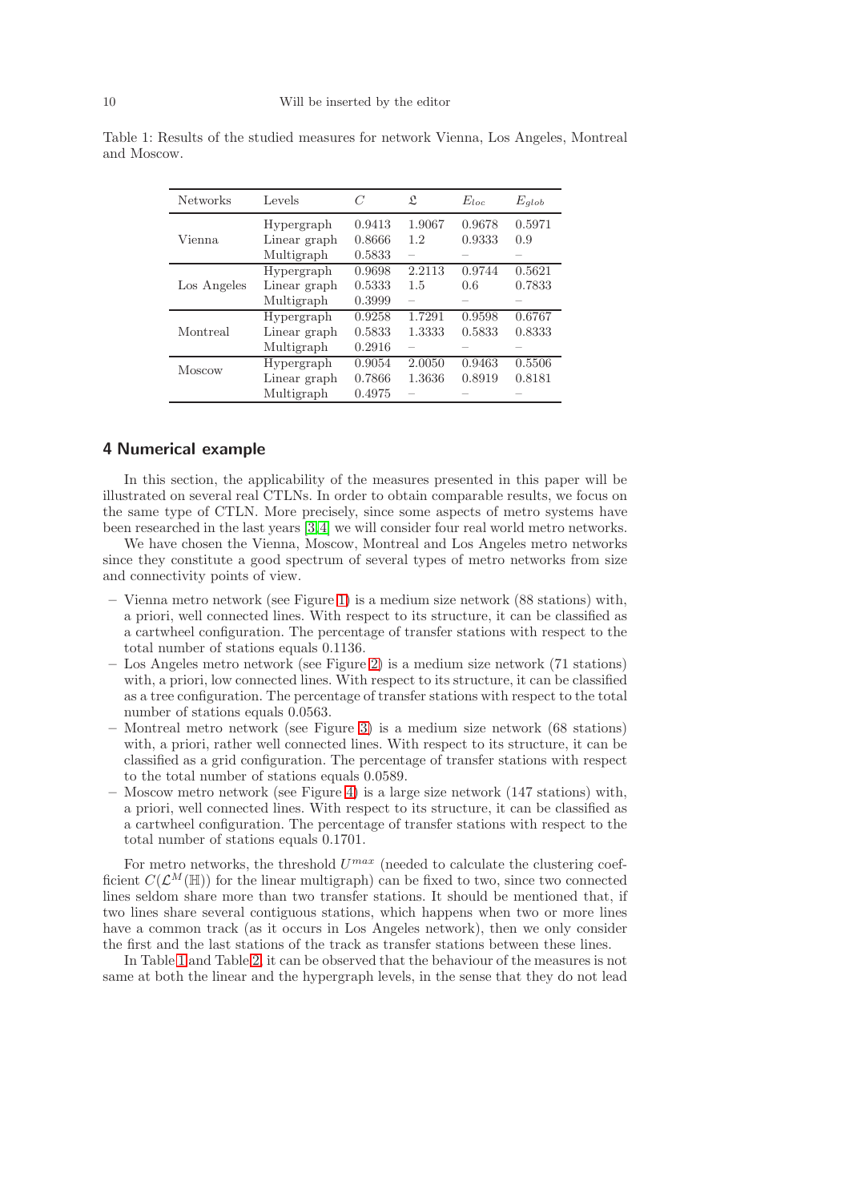Table 1: Results of the studied measures for network Vienna, Los Angeles, Montreal and Moscow.

| Networks | Levels | $C$ | $\mathfrak{L}$ | $E_{loc}$ | $E_{glob}$ |
|---|---|---|---|---|---|
| Vienna | Hypergraph | 0.9413 | 1.9067 | 0.9678 | 0.5971 |
| | Linear graph | 0.8666 | 1.2 | 0.9333 | 0.9 |
| | Multigraph | 0.5833 | – | – | – |
| Los Angeles | Hypergraph | 0.9698 | 2.2113 | 0.9744 | 0.5621 |
| | Linear graph | 0.5333 | 1.5 | 0.6 | 0.7833 |
| | Multigraph | 0.3999 | – | – | – |
| Montreal | Hypergraph | 0.9258 | 1.7291 | 0.9598 | 0.6767 |
| | Linear graph | 0.5833 | 1.3333 | 0.5833 | 0.8333 |
| | Multigraph | 0.2916 | – | – | – |
| Moscow | Hypergraph | 0.9054 | 2.0050 | 0.9463 | 0.5506 |
| | Linear graph | 0.7866 | 1.3636 | 0.8919 | 0.8181 |
| | Multigraph | 0.4975 | – | – | – |

## 4 Numerical example

In this section, the applicability of the measures presented in this paper will be illustrated on several real CTLNs. In order to obtain comparable results, we focus on the same type of CTLN. More precisely, since some aspects of metro systems have been researched in the last years [3,4] we will consider four real world metro networks.

We have chosen the Vienna, Moscow, Montreal and Los Angeles metro networks since they constitute a good spectrum of several types of metro networks from size and connectivity points of view.

- Vienna metro network (see Figure 1) is a medium size network (88 stations) with, a priori, well connected lines. With respect to its structure, it can be classified as a cartwheel configuration. The percentage of transfer stations with respect to the total number of stations equals 0.1136.
- Los Angeles metro network (see Figure 2) is a medium size network (71 stations) with, a priori, low connected lines. With respect to its structure, it can be classified as a tree configuration. The percentage of transfer stations with respect to the total number of stations equals 0.0563.
- Montreal metro network (see Figure 3) is a medium size network (68 stations) with, a priori, rather well connected lines. With respect to its structure, it can be classified as a grid configuration. The percentage of transfer stations with respect to the total number of stations equals 0.0589.
- Moscow metro network (see Figure 4) is a large size network (147 stations) with, a priori, well connected lines. With respect to its structure, it can be classified as a cartwheel configuration. The percentage of transfer stations with respect to the total number of stations equals 0.1701.

For metro networks, the threshold $U^{max}$ (needed to calculate the clustering coefficient $C(\mathcal{L}^M(\mathbb{H}))$ for the linear multigraph) can be fixed to two, since two connected lines seldom share more than two transfer stations. It should be mentioned that, if two lines share several contiguous stations, which happens when two or more lines have a common track (as it occurs in Los Angeles network), then we only consider the first and the last stations of the track as transfer stations between these lines.

In Table 1 and Table 2, it can be observed that the behaviour of the measures is not same at both the linear and the hypergraph levels, in the sense that they do not lead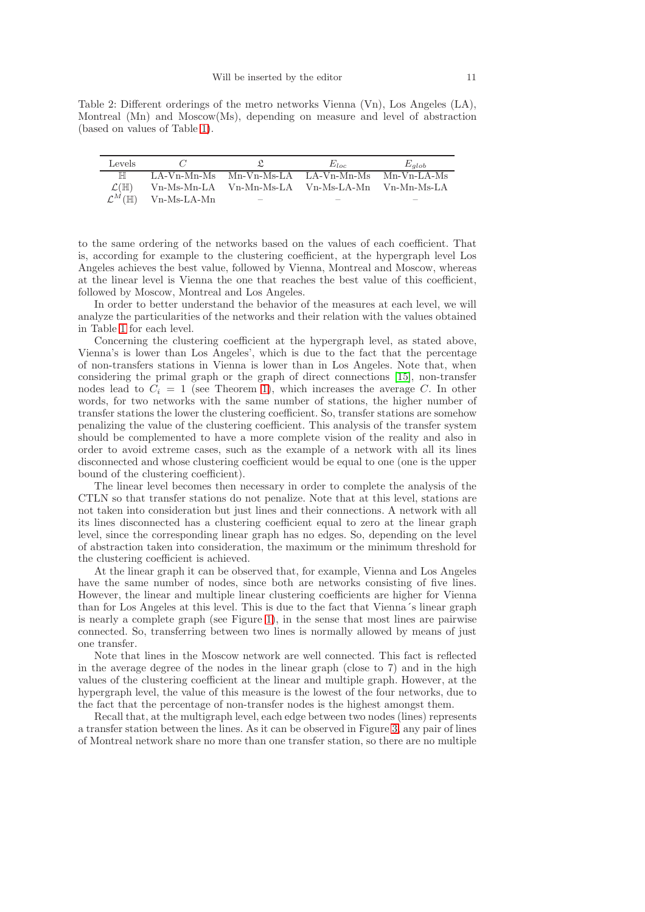Table 2: Different orderings of the metro networks Vienna (Vn), Los Angeles (LA), Montreal (Mn) and Moscow(Ms), depending on measure and level of abstraction (based on values of Table 1).

| Levels | $C$ | $\mathfrak{L}$ | $E_{loc}$ | $E_{glob}$ |
|---|---|---|---|---|
| $\mathbb{H}$ | LA-Vn-Mn-Ms | Mn-Vn-Ms-LA | LA-Vn-Mn-Ms | Mn-Vn-LA-Ms |
| $\mathcal{L}(\mathbb{H})$ | Vn-Ms-Mn-LA | Vn-Mn-Ms-LA | Vn-Ms-LA-Mn | Vn-Mn-Ms-LA |
| $\mathcal{L}^M(\mathbb{H})$ | Vn-Ms-LA-Mn | – | – | – |

to the same ordering of the networks based on the values of each coefficient. That is, according for example to the clustering coefficient, at the hypergraph level Los Angeles achieves the best value, followed by Vienna, Montreal and Moscow, whereas at the linear level is Vienna the one that reaches the best value of this coefficient, followed by Moscow, Montreal and Los Angeles.

In order to better understand the behavior of the measures at each level, we will analyze the particularities of the networks and their relation with the values obtained in Table 1 for each level.

Concerning the clustering coefficient at the hypergraph level, as stated above, Vienna's is lower than Los Angeles', which is due to the fact that the percentage of non-transfers stations in Vienna is lower than in Los Angeles. Note that, when considering the primal graph or the graph of direct connections [15], non-transfer nodes lead to $C_i = 1$ (see Theorem 1), which increases the average $C$. In other words, for two networks with the same number of stations, the higher number of transfer stations the lower the clustering coefficient. So, transfer stations are somehow penalizing the value of the clustering coefficient. This analysis of the transfer system should be complemented to have a more complete vision of the reality and also in order to avoid extreme cases, such as the example of a network with all its lines disconnected and whose clustering coefficient would be equal to one (one is the upper bound of the clustering coefficient).

The linear level becomes then necessary in order to complete the analysis of the CTLN so that transfer stations do not penalize. Note that at this level, stations are not taken into consideration but just lines and their connections. A network with all its lines disconnected has a clustering coefficient equal to zero at the linear graph level, since the corresponding linear graph has no edges. So, depending on the level of abstraction taken into consideration, the maximum or the minimum threshold for the clustering coefficient is achieved.

At the linear graph it can be observed that, for example, Vienna and Los Angeles have the same number of nodes, since both are networks consisting of five lines. However, the linear and multiple linear clustering coefficients are higher for Vienna than for Los Angeles at this level. This is due to the fact that Vienna´s linear graph is nearly a complete graph (see Figure 1), in the sense that most lines are pairwise connected. So, transferring between two lines is normally allowed by means of just one transfer.

Note that lines in the Moscow network are well connected. This fact is reflected in the average degree of the nodes in the linear graph (close to 7) and in the high values of the clustering coefficient at the linear and multiple graph. However, at the hypergraph level, the value of this measure is the lowest of the four networks, due to the fact that the percentage of non-transfer nodes is the highest amongst them.

Recall that, at the multigraph level, each edge between two nodes (lines) represents a transfer station between the lines. As it can be observed in Figure 3, any pair of lines of Montreal network share no more than one transfer station, so there are no multiple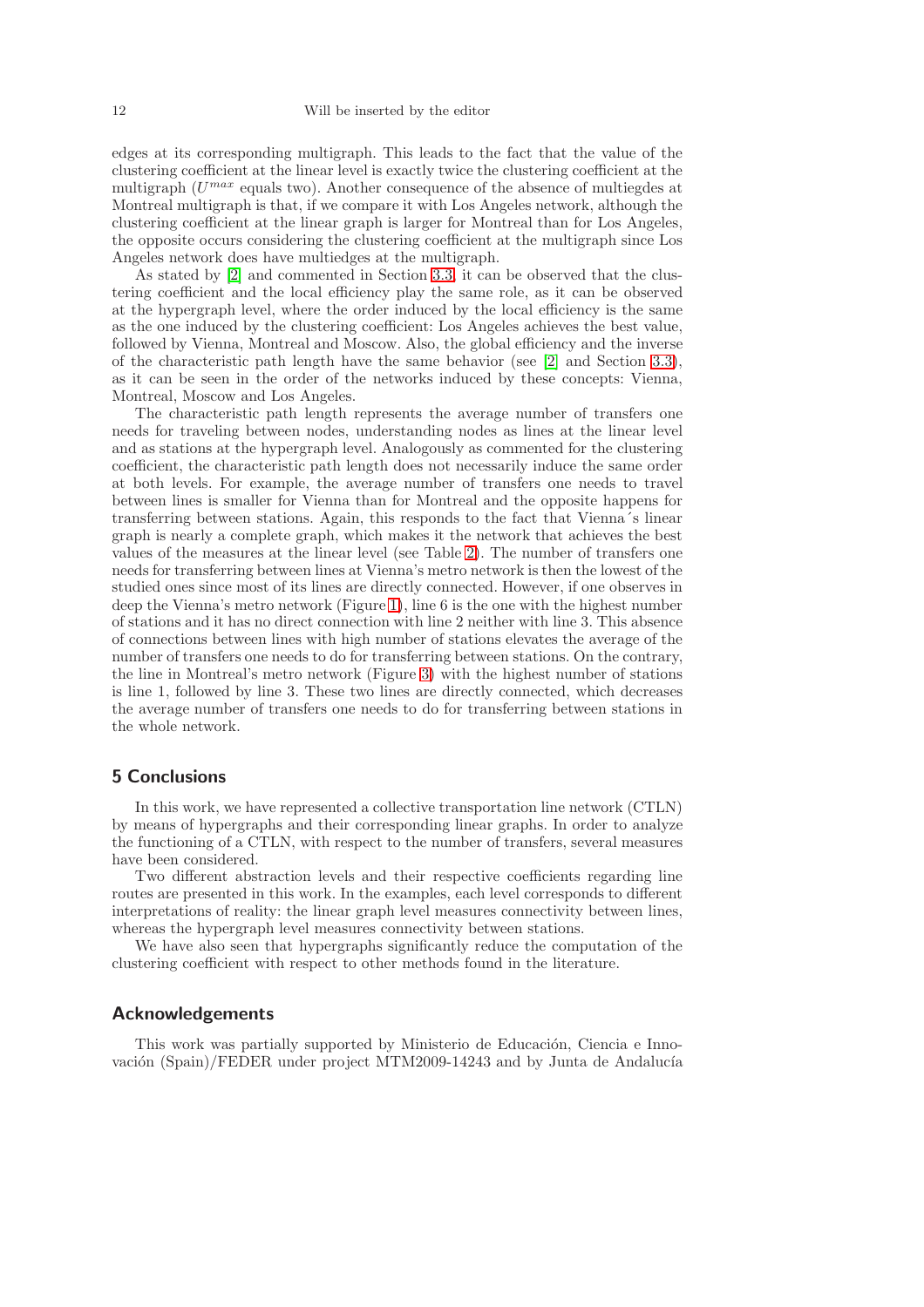edges at its corresponding multigraph. This leads to the fact that the value of the clustering coefficient at the linear level is exactly twice the clustering coefficient at the multigraph ($U^{max}$ equals two). Another consequence of the absence of multiegdes at Montreal multigraph is that, if we compare it with Los Angeles network, although the clustering coefficient at the linear graph is larger for Montreal than for Los Angeles, the opposite occurs considering the clustering coefficient at the multigraph since Los Angeles network does have multiedges at the multigraph.

As stated by [2] and commented in Section 3.3, it can be observed that the clustering coefficient and the local efficiency play the same role, as it can be observed at the hypergraph level, where the order induced by the local efficiency is the same as the one induced by the clustering coefficient: Los Angeles achieves the best value, followed by Vienna, Montreal and Moscow. Also, the global efficiency and the inverse of the characteristic path length have the same behavior (see [2] and Section 3.3), as it can be seen in the order of the networks induced by these concepts: Vienna, Montreal, Moscow and Los Angeles.

The characteristic path length represents the average number of transfers one needs for traveling between nodes, understanding nodes as lines at the linear level and as stations at the hypergraph level. Analogously as commented for the clustering coefficient, the characteristic path length does not necessarily induce the same order at both levels. For example, the average number of transfers one needs to travel between lines is smaller for Vienna than for Montreal and the opposite happens for transferring between stations. Again, this responds to the fact that Vienna´s linear graph is nearly a complete graph, which makes it the network that achieves the best values of the measures at the linear level (see Table 2). The number of transfers one needs for transferring between lines at Vienna's metro network is then the lowest of the studied ones since most of its lines are directly connected. However, if one observes in deep the Vienna's metro network (Figure 1), line 6 is the one with the highest number of stations and it has no direct connection with line 2 neither with line 3. This absence of connections between lines with high number of stations elevates the average of the number of transfers one needs to do for transferring between stations. On the contrary, the line in Montreal's metro network (Figure 3) with the highest number of stations is line 1, followed by line 3. These two lines are directly connected, which decreases the average number of transfers one needs to do for transferring between stations in the whole network.

## 5 Conclusions

In this work, we have represented a collective transportation line network (CTLN) by means of hypergraphs and their corresponding linear graphs. In order to analyze the functioning of a CTLN, with respect to the number of transfers, several measures have been considered.

Two different abstraction levels and their respective coefficients regarding line routes are presented in this work. In the examples, each level corresponds to different interpretations of reality: the linear graph level measures connectivity between lines, whereas the hypergraph level measures connectivity between stations.

We have also seen that hypergraphs significantly reduce the computation of the clustering coefficient with respect to other methods found in the literature.

## Acknowledgements

This work was partially supported by Ministerio de Educación, Ciencia e Innovación (Spain)/FEDER under project MTM2009-14243 and by Junta de Andalucía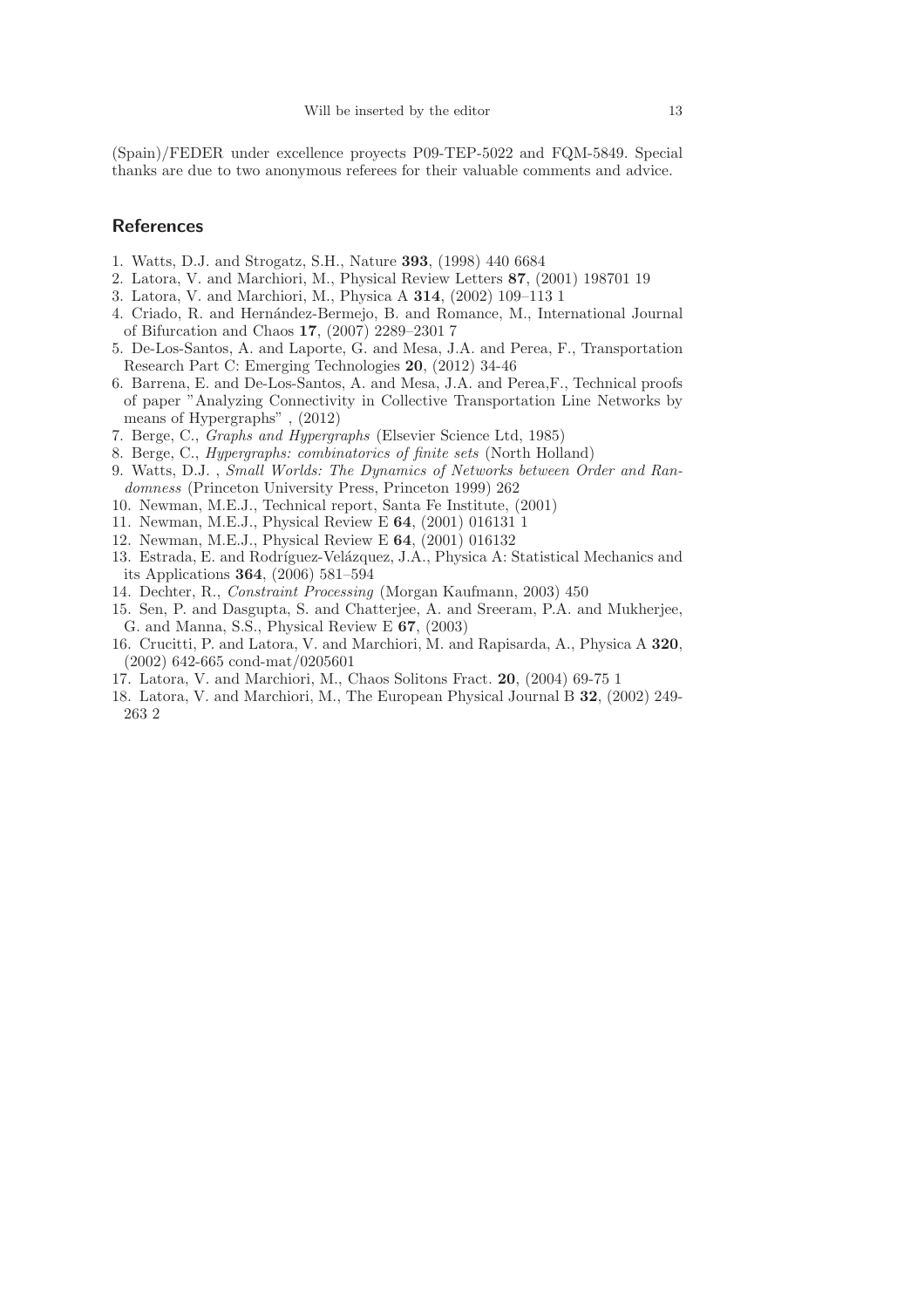(Spain)/FEDER under excellence proyects P09-TEP-5022 and FQM-5849. Special thanks are due to two anonymous referees for their valuable comments and advice.

## References

1. Watts, D.J. and Strogatz, S.H., Nature **393**, (1998) 440 6684
2. Latora, V. and Marchiori, M., Physical Review Letters **87**, (2001) 198701 19
3. Latora, V. and Marchiori, M., Physica A **314**, (2002) 109–113 1
4. Criado, R. and Hernández-Bermejo, B. and Romance, M., International Journal of Bifurcation and Chaos **17**, (2007) 2289–2301 7
5. De-Los-Santos, A. and Laporte, G. and Mesa, J.A. and Perea, F., Transportation Research Part C: Emerging Technologies **20**, (2012) 34-46
6. Barrena, E. and De-Los-Santos, A. and Mesa, J.A. and Perea,F., Technical proofs of paper "Analyzing Connectivity in Collective Transportation Line Networks by means of Hypergraphs" , (2012)
7. Berge, C., *Graphs and Hypergraphs* (Elsevier Science Ltd, 1985)
8. Berge, C., *Hypergraphs: combinatorics of finite sets* (North Holland)
9. Watts, D.J. , *Small Worlds: The Dynamics of Networks between Order and Randomness* (Princeton University Press, Princeton 1999) 262
10. Newman, M.E.J., Technical report, Santa Fe Institute, (2001)
11. Newman, M.E.J., Physical Review E **64**, (2001) 016131 1
12. Newman, M.E.J., Physical Review E **64**, (2001) 016132
13. Estrada, E. and Rodríguez-Velázquez, J.A., Physica A: Statistical Mechanics and its Applications **364**, (2006) 581–594
14. Dechter, R., *Constraint Processing* (Morgan Kaufmann, 2003) 450
15. Sen, P. and Dasgupta, S. and Chatterjee, A. and Sreeram, P.A. and Mukherjee, G. and Manna, S.S., Physical Review E **67**, (2003)
16. Crucitti, P. and Latora, V. and Marchiori, M. and Rapisarda, A., Physica A **320**, (2002) 642-665 cond-mat/0205601
17. Latora, V. and Marchiori, M., Chaos Solitons Fract. **20**, (2004) 69-75 1
18. Latora, V. and Marchiori, M., The European Physical Journal B **32**, (2002) 249-263 2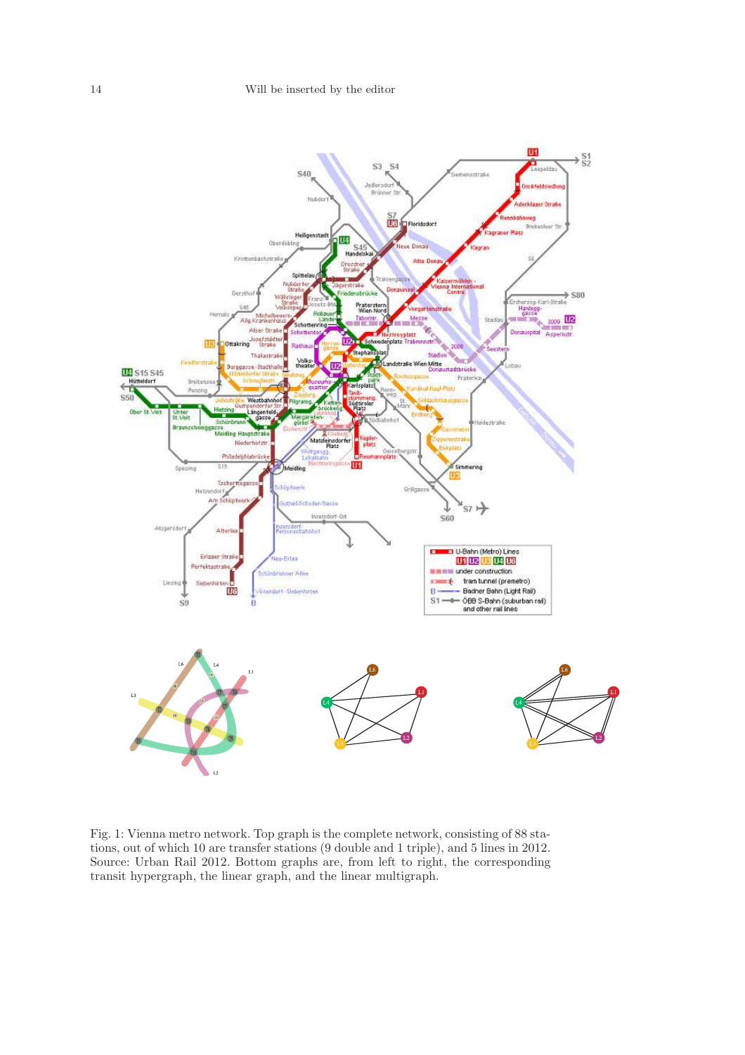Fig. 1: Vienna metro network. Top graph is the complete network, consisting of 88 stations, out of which 10 are transfer stations (9 double and 1 triple), and 5 lines in 2012. Source: Urban Rail 2012. Bottom graphs are, from left to right, the corresponding transit hypergraph, the linear graph, and the linear multigraph.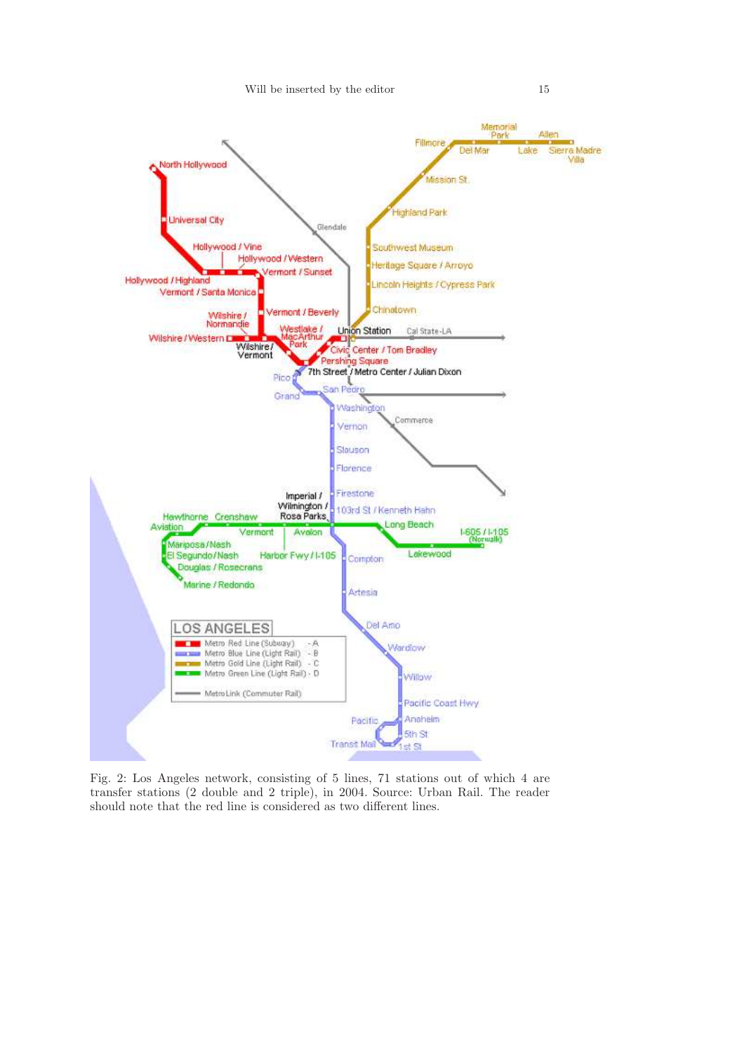Fig. 2: Los Angeles network, consisting of 5 lines, 71 stations out of which 4 are transfer stations (2 double and 2 triple), in 2004. Source: Urban Rail. The reader should note that the red line is considered as two different lines.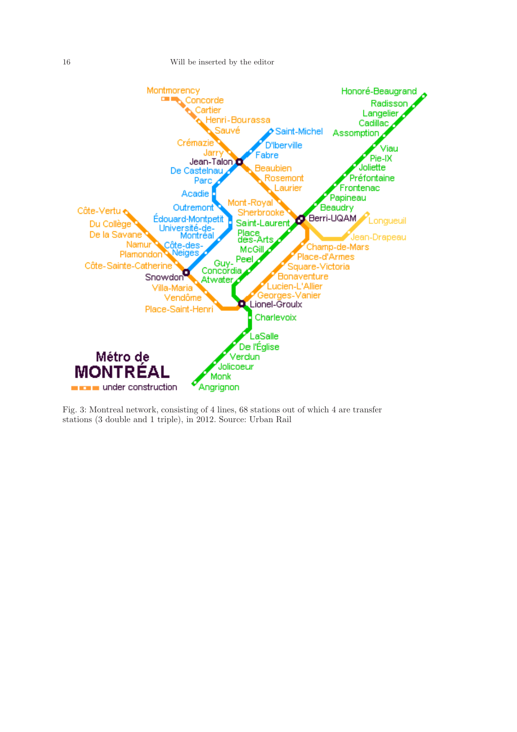Fig. 3: Montreal network, consisting of 4 lines, 68 stations out of which 4 are transfer stations (3 double and 1 triple), in 2012. Source: Urban Rail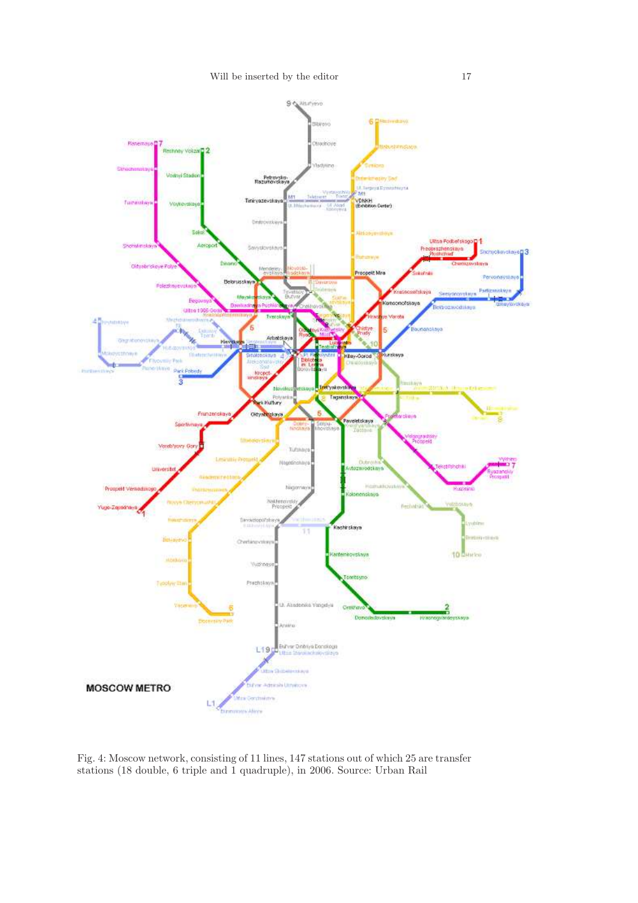MOSCOW METRO

Fig. 4: Moscow network, consisting of 11 lines, 147 stations out of which 25 are transfer stations (18 double, 6 triple and 1 quadruple), in 2006. Source: Urban Rail